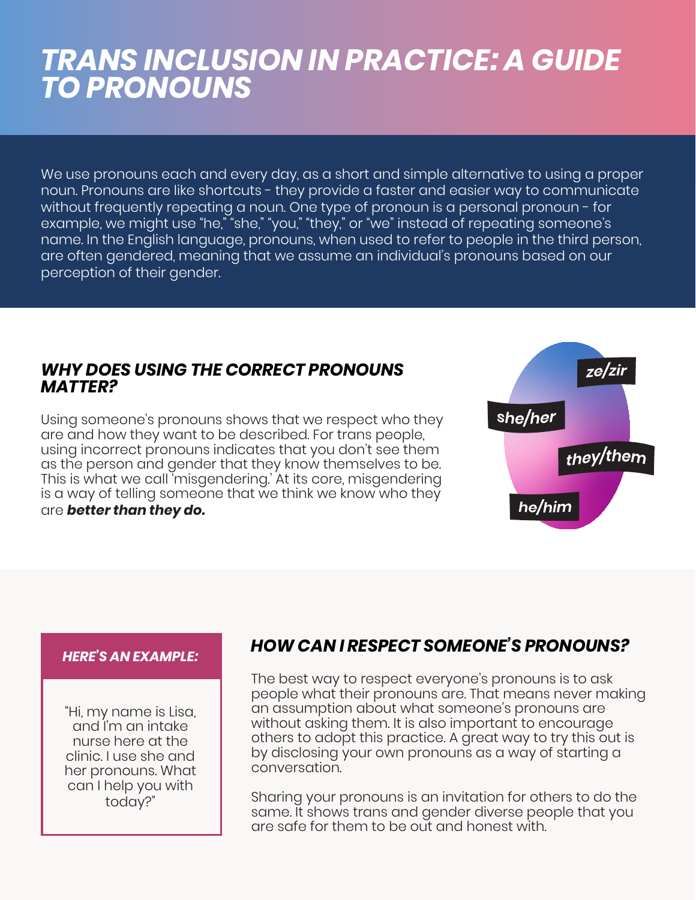# TRANS INCLUSION IN PRACTICE: A GUIDE TO PRONOUNS

We use pronouns each and every day, as a short and simple alternative to using a proper noun. Pronouns are like shortcuts - they provide a faster and easier way to communicate without frequently repeating a noun. One type of pronoun is a personal pronoun - for example, we might use "he," "she," "you," "they," or "we" instead of repeating someone's name. In the English language, pronouns, when used to refer to people in the third person, are often gendered, meaning that we assume an individual's pronouns based on our perception of their gender.

## *WHY DOES USING THE CORRECT PRONOUNS MATTER?*

Using someone's pronouns shows that we respect who they are and how they want to be described. For trans people, using incorrect pronouns indicates that you don't see them as the person and gender that they know themselves to be. This is what we call 'misgendering.' At its core, misgendering is a way of telling someone that we think we know who they are ***better than they do.***

ze/zir

she/her

they/them

he/him

### *HERE'S AN EXAMPLE:*

"Hi, my name is Lisa, and I'm an intake nurse here at the clinic. I use she and her pronouns. What can I help you with today?"

## *HOW CAN I RESPECT SOMEONE'S PRONOUNS?*

The best way to respect everyone's pronouns is to ask people what their pronouns are. That means never making an assumption about what someone's pronouns are without asking them. It is also important to encourage others to adopt this practice. A great way to try this out is by disclosing your own pronouns as a way of starting a conversation.

Sharing your pronouns is an invitation for others to do the same. It shows trans and gender diverse people that you are safe for them to be out and honest with.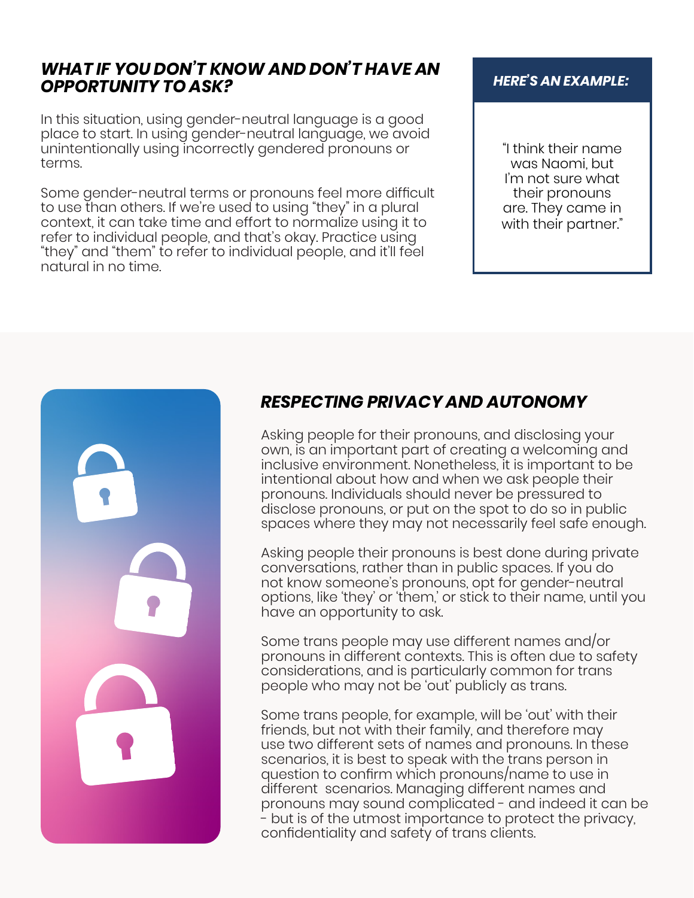## *WHAT IF YOU DON'T KNOW AND DON'T HAVE AN OPPORTUNITY TO ASK?*

In this situation, using gender-neutral language is a good place to start. In using gender-neutral language, we avoid unintentionally using incorrectly gendered pronouns or terms.

Some gender-neutral terms or pronouns feel more difficult to use than others. If we're used to using "they" in a plural context, it can take time and effort to normalize using it to refer to individual people, and that's okay. Practice using "they" and "them" to refer to individual people, and it'll feel natural in no time.

***HERE'S AN EXAMPLE:***

"I think their name was Naomi, but I'm not sure what their pronouns are. They came in with their partner."

## *RESPECTING PRIVACY AND AUTONOMY*

Asking people for their pronouns, and disclosing your own, is an important part of creating a welcoming and inclusive environment. Nonetheless, it is important to be intentional about how and when we ask people their pronouns. Individuals should never be pressured to disclose pronouns, or put on the spot to do so in public spaces where they may not necessarily feel safe enough.

Asking people their pronouns is best done during private conversations, rather than in public spaces. If you do not know someone's pronouns, opt for gender-neutral options, like 'they' or 'them,' or stick to their name, until you have an opportunity to ask.

Some trans people may use different names and/or pronouns in different contexts. This is often due to safety considerations, and is particularly common for trans people who may not be 'out' publicly as trans.

Some trans people, for example, will be 'out' with their friends, but not with their family, and therefore may use two different sets of names and pronouns. In these scenarios, it is best to speak with the trans person in question to confirm which pronouns/name to use in different scenarios. Managing different names and pronouns may sound complicated - and indeed it can be - but is of the utmost importance to protect the privacy, confidentiality and safety of trans clients.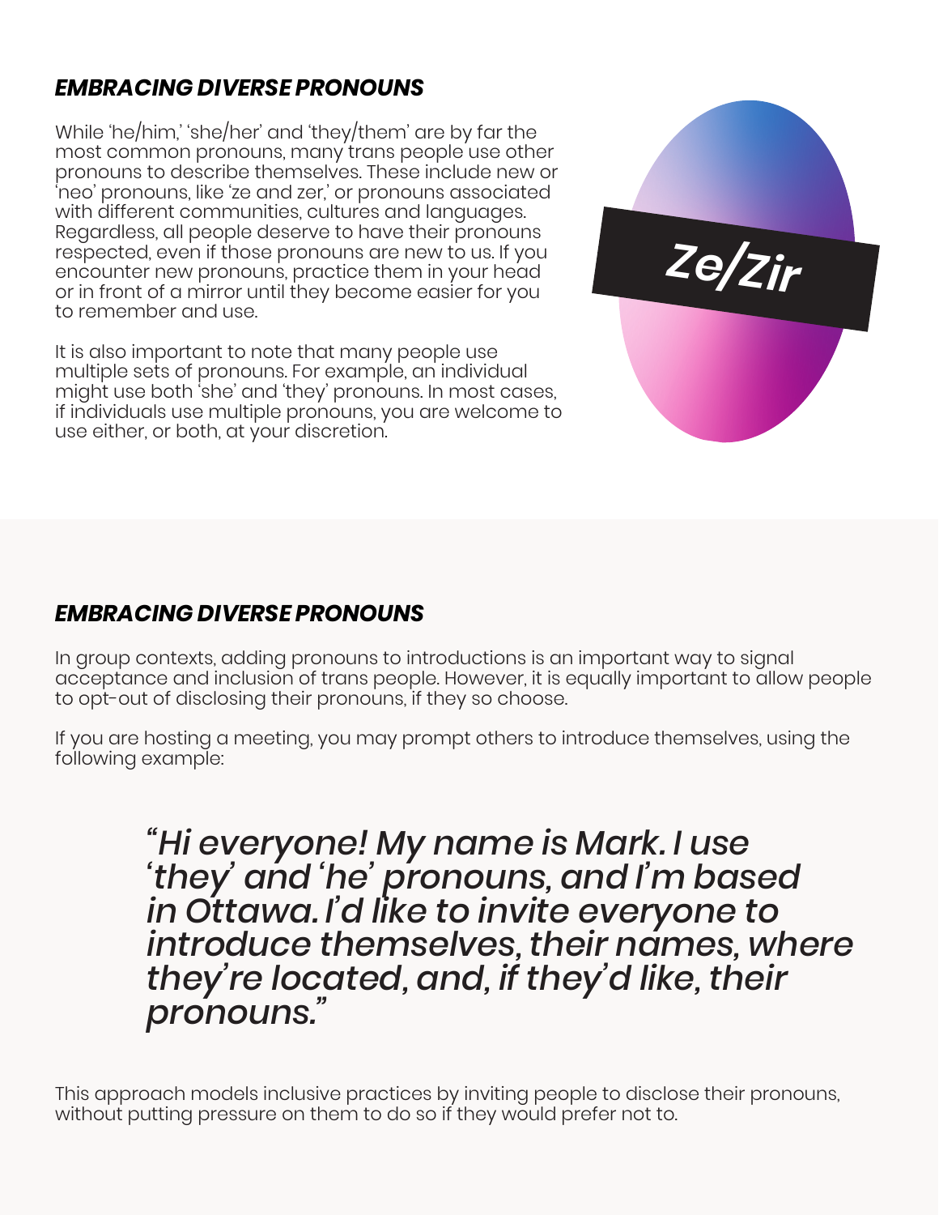## *EMBRACING DIVERSE PRONOUNS*

While 'he/him,' 'she/her' and 'they/them' are by far the most common pronouns, many trans people use other pronouns to describe themselves. These include new or 'neo' pronouns, like 'ze and zer,' or pronouns associated with different communities, cultures and languages. Regardless, all people deserve to have their pronouns respected, even if those pronouns are new to us. If you encounter new pronouns, practice them in your head or in front of a mirror until they become easier for you to remember and use.

It is also important to note that many people use multiple sets of pronouns. For example, an individual might use both 'she' and 'they' pronouns. In most cases, if individuals use multiple pronouns, you are welcome to use either, or both, at your discretion.

Ze/Zir

## *EMBRACING DIVERSE PRONOUNS*

In group contexts, adding pronouns to introductions is an important way to signal acceptance and inclusion of trans people. However, it is equally important to allow people to opt-out of disclosing their pronouns, if they so choose.

If you are hosting a meeting, you may prompt others to introduce themselves, using the following example:

> *"Hi everyone! My name is Mark. I use 'they' and 'he' pronouns, and I'm based in Ottawa. I'd like to invite everyone to introduce themselves, their names, where they're located, and, if they'd like, their pronouns."*

This approach models inclusive practices by inviting people to disclose their pronouns, without putting pressure on them to do so if they would prefer not to.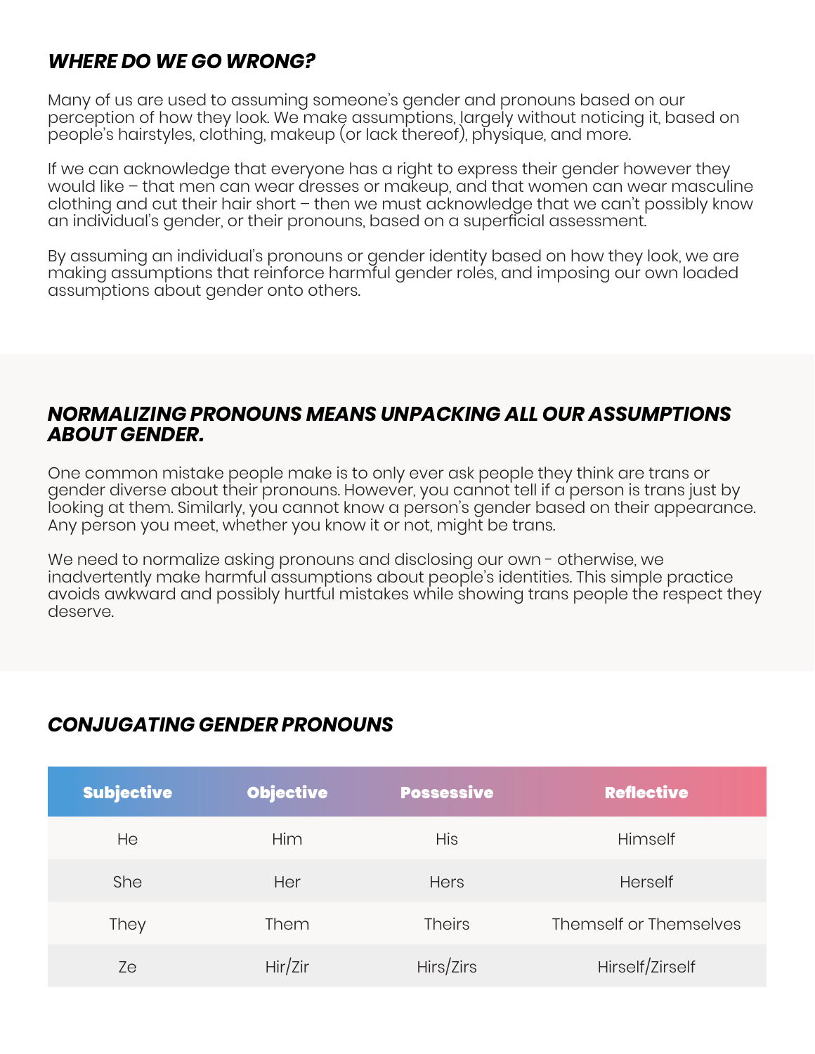## ***WHERE DO WE GO WRONG?***

Many of us are used to assuming someone's gender and pronouns based on our perception of how they look. We make assumptions, largely without noticing it, based on people's hairstyles, clothing, makeup (or lack thereof), physique, and more.

If we can acknowledge that everyone has a right to express their gender however they would like – that men can wear dresses or makeup, and that women can wear masculine clothing and cut their hair short – then we must acknowledge that we can't possibly know an individual's gender, or their pronouns, based on a superficial assessment.

By assuming an individual's pronouns or gender identity based on how they look, we are making assumptions that reinforce harmful gender roles, and imposing our own loaded assumptions about gender onto others.

## ***NORMALIZING PRONOUNS MEANS UNPACKING ALL OUR ASSUMPTIONS ABOUT GENDER.***

One common mistake people make is to only ever ask people they think are trans or gender diverse about their pronouns. However, you cannot tell if a person is trans just by looking at them. Similarly, you cannot know a person's gender based on their appearance. Any person you meet, whether you know it or not, might be trans.

We need to normalize asking pronouns and disclosing our own - otherwise, we inadvertently make harmful assumptions about people's identities. This simple practice avoids awkward and possibly hurtful mistakes while showing trans people the respect they deserve.

## ***CONJUGATING GENDER PRONOUNS***

| Subjective | Objective | Possessive | Reflective |
|---|---|---|---|
| He | Him | His | Himself |
| She | Her | Hers | Herself |
| They | Them | Theirs | Themself or Themselves |
| Ze | Hir/Zir | Hirs/Zirs | Hirself/Zirself |